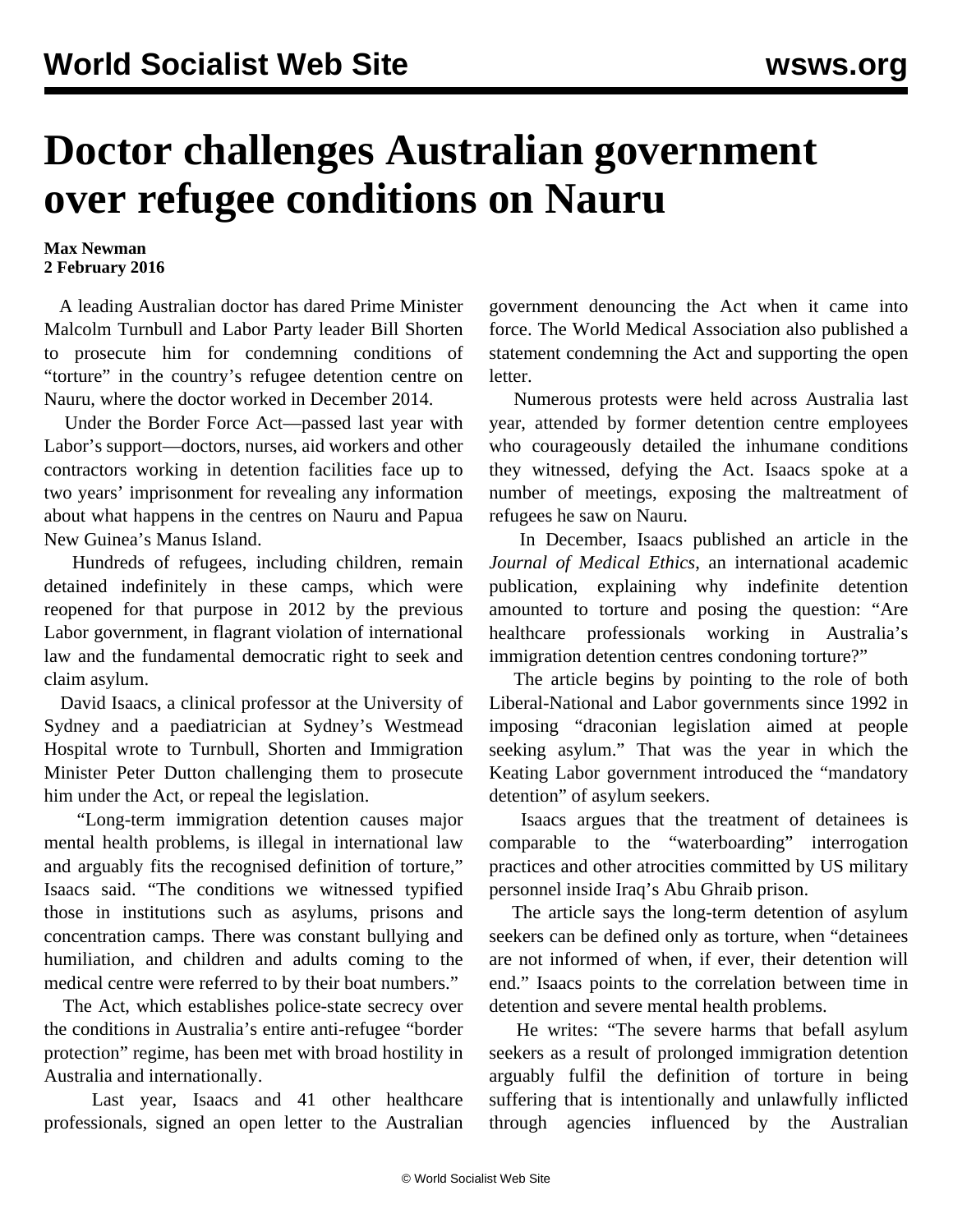# Doctor challenges Australian government over refugee conditions on Nauru

**Max Newman**
**2 February 2016**

A leading Australian doctor has dared Prime Minister Malcolm Turnbull and Labor Party leader Bill Shorten to prosecute him for condemning conditions of "torture" in the country's refugee detention centre on Nauru, where the doctor worked in December 2014.

Under the Border Force Act—passed last year with Labor's support—doctors, nurses, aid workers and other contractors working in detention facilities face up to two years' imprisonment for revealing any information about what happens in the centres on Nauru and Papua New Guinea's Manus Island.

Hundreds of refugees, including children, remain detained indefinitely in these camps, which were reopened for that purpose in 2012 by the previous Labor government, in flagrant violation of international law and the fundamental democratic right to seek and claim asylum.

David Isaacs, a clinical professor at the University of Sydney and a paediatrician at Sydney's Westmead Hospital wrote to Turnbull, Shorten and Immigration Minister Peter Dutton challenging them to prosecute him under the Act, or repeal the legislation.

"Long-term immigration detention causes major mental health problems, is illegal in international law and arguably fits the recognised definition of torture," Isaacs said. "The conditions we witnessed typified those in institutions such as asylums, prisons and concentration camps. There was constant bullying and humiliation, and children and adults coming to the medical centre were referred to by their boat numbers."

The Act, which establishes police-state secrecy over the conditions in Australia's entire anti-refugee "border protection" regime, has been met with broad hostility in Australia and internationally.

Last year, Isaacs and 41 other healthcare professionals, signed an open letter to the Australian government denouncing the Act when it came into force. The World Medical Association also published a statement condemning the Act and supporting the open letter.

Numerous protests were held across Australia last year, attended by former detention centre employees who courageously detailed the inhumane conditions they witnessed, defying the Act. Isaacs spoke at a number of meetings, exposing the maltreatment of refugees he saw on Nauru.

In December, Isaacs published an article in the *Journal of Medical Ethics*, an international academic publication, explaining why indefinite detention amounted to torture and posing the question: "Are healthcare professionals working in Australia's immigration detention centres condoning torture?"

The article begins by pointing to the role of both Liberal-National and Labor governments since 1992 in imposing "draconian legislation aimed at people seeking asylum." That was the year in which the Keating Labor government introduced the "mandatory detention" of asylum seekers.

Isaacs argues that the treatment of detainees is comparable to the "waterboarding" interrogation practices and other atrocities committed by US military personnel inside Iraq's Abu Ghraib prison.

The article says the long-term detention of asylum seekers can be defined only as torture, when "detainees are not informed of when, if ever, their detention will end." Isaacs points to the correlation between time in detention and severe mental health problems.

He writes: "The severe harms that befall asylum seekers as a result of prolonged immigration detention arguably fulfil the definition of torture in being suffering that is intentionally and unlawfully inflicted through agencies influenced by the Australian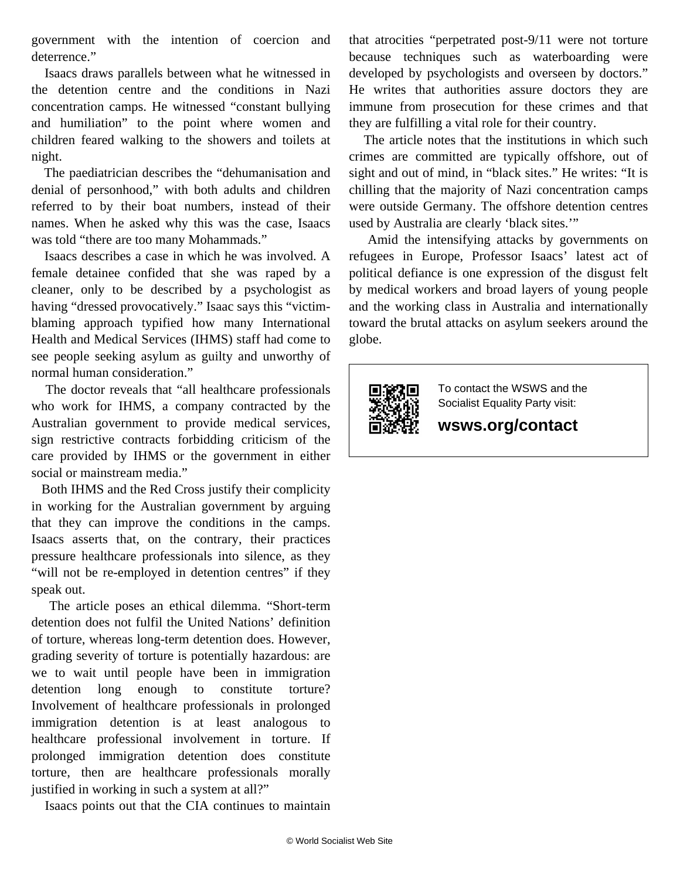government with the intention of coercion and deterrence."

Isaacs draws parallels between what he witnessed in the detention centre and the conditions in Nazi concentration camps. He witnessed "constant bullying and humiliation" to the point where women and children feared walking to the showers and toilets at night.

The paediatrician describes the "dehumanisation and denial of personhood," with both adults and children referred to by their boat numbers, instead of their names. When he asked why this was the case, Isaacs was told "there are too many Mohammads."

Isaacs describes a case in which he was involved. A female detainee confided that she was raped by a cleaner, only to be described by a psychologist as having "dressed provocatively." Isaac says this "victim-blaming approach typified how many International Health and Medical Services (IHMS) staff had come to see people seeking asylum as guilty and unworthy of normal human consideration."

The doctor reveals that "all healthcare professionals who work for IHMS, a company contracted by the Australian government to provide medical services, sign restrictive contracts forbidding criticism of the care provided by IHMS or the government in either social or mainstream media."

Both IHMS and the Red Cross justify their complicity in working for the Australian government by arguing that they can improve the conditions in the camps. Isaacs asserts that, on the contrary, their practices pressure healthcare professionals into silence, as they "will not be re-employed in detention centres" if they speak out.

The article poses an ethical dilemma. "Short-term detention does not fulfil the United Nations' definition of torture, whereas long-term detention does. However, grading severity of torture is potentially hazardous: are we to wait until people have been in immigration detention long enough to constitute torture? Involvement of healthcare professionals in prolonged immigration detention is at least analogous to healthcare professional involvement in torture. If prolonged immigration detention does constitute torture, then are healthcare professionals morally justified in working in such a system at all?"

Isaacs points out that the CIA continues to maintain that atrocities "perpetrated post-9/11 were not torture because techniques such as waterboarding were developed by psychologists and overseen by doctors." He writes that authorities assure doctors they are immune from prosecution for these crimes and that they are fulfilling a vital role for their country.

The article notes that the institutions in which such crimes are committed are typically offshore, out of sight and out of mind, in "black sites." He writes: "It is chilling that the majority of Nazi concentration camps were outside Germany. The offshore detention centres used by Australia are clearly 'black sites.'"

Amid the intensifying attacks by governments on refugees in Europe, Professor Isaacs' latest act of political defiance is one expression of the disgust felt by medical workers and broad layers of young people and the working class in Australia and internationally toward the brutal attacks on asylum seekers around the globe.

To contact the WSWS and the Socialist Equality Party visit:

**wsws.org/contact**